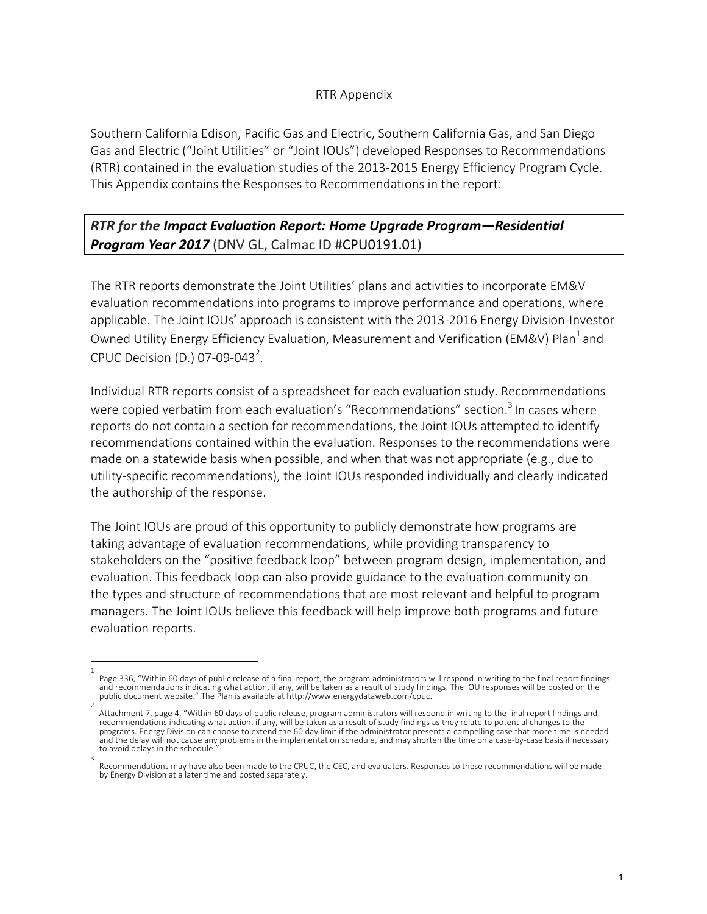## RTR Appendix

Southern California Edison, Pacific Gas and Electric, Southern California Gas, and San Diego Gas and Electric ("Joint Utilities" or "Joint IOUs") developed Responses to Recommendations (RTR) contained in the evaluation studies of the 2013-2015 Energy Efficiency Program Cycle. This Appendix contains the Responses to Recommendations in the report:

***RTR for the Impact Evaluation Report: Home Upgrade Program—Residential Program Year 2017*** (DNV GL, Calmac ID #CPU0191.01)

The RTR reports demonstrate the Joint Utilities' plans and activities to incorporate EM&V evaluation recommendations into programs to improve performance and operations, where applicable. The Joint IOUs' approach is consistent with the 2013-2016 Energy Division-Investor Owned Utility Energy Efficiency Evaluation, Measurement and Verification (EM&V) Plan[1] and CPUC Decision (D.) 07-09-043[2].

Individual RTR reports consist of a spreadsheet for each evaluation study. Recommendations were copied verbatim from each evaluation's "Recommendations" section.[3] In cases where reports do not contain a section for recommendations, the Joint IOUs attempted to identify recommendations contained within the evaluation. Responses to the recommendations were made on a statewide basis when possible, and when that was not appropriate (e.g., due to utility-specific recommendations), the Joint IOUs responded individually and clearly indicated the authorship of the response.

The Joint IOUs are proud of this opportunity to publicly demonstrate how programs are taking advantage of evaluation recommendations, while providing transparency to stakeholders on the "positive feedback loop" between program design, implementation, and evaluation. This feedback loop can also provide guidance to the evaluation community on the types and structure of recommendations that are most relevant and helpful to program managers. The Joint IOUs believe this feedback will help improve both programs and future evaluation reports.

---

[1] Page 336, "Within 60 days of public release of a final report, the program administrators will respond in writing to the final report findings and recommendations indicating what action, if any, will be taken as a result of study findings. The IOU responses will be posted on the public document website." The Plan is available at http://www.energydataweb.com/cpuc.

[2] Attachment 7, page 4, "Within 60 days of public release, program administrators will respond in writing to the final report findings and recommendations indicating what action, if any, will be taken as a result of study findings as they relate to potential changes to the programs. Energy Division can choose to extend the 60 day limit if the administrator presents a compelling case that more time is needed and the delay will not cause any problems in the implementation schedule, and may shorten the time on a case-by-case basis if necessary to avoid delays in the schedule."

[3] Recommendations may have also been made to the CPUC, the CEC, and evaluators. Responses to these recommendations will be made by Energy Division at a later time and posted separately.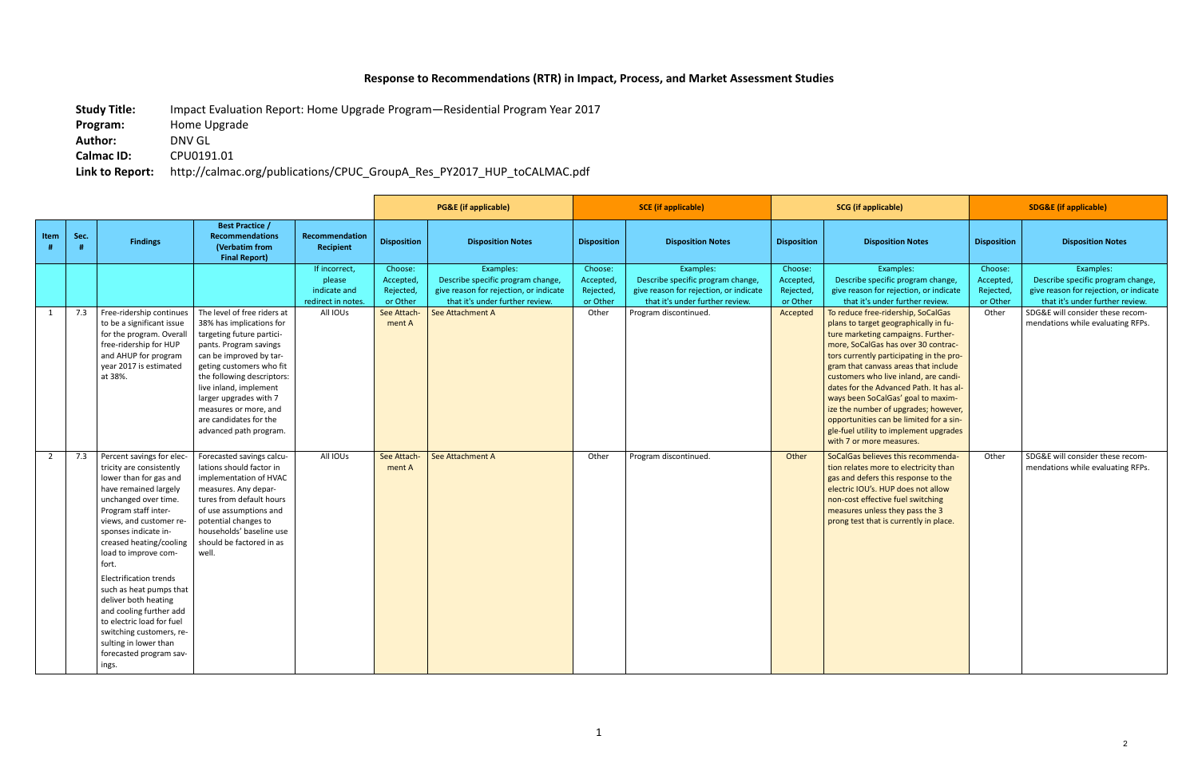## Response to Recommendations (RTR) in Impact, Process, and Market Assessment Studies

**Study Title:** Impact Evaluation Report: Home Upgrade Program—Residential Program Year 2017
**Program:** Home Upgrade
**Author:** DNV GL
**Calmac ID:** CPU0191.01
**Link to Report:** http://calmac.org/publications/CPUC_GroupA_Res_PY2017_HUP_toCALMAC.pdf

| | | | | | PG&E (if applicable) | | SCE (if applicable) | | SCG (if applicable) | | SDG&E (if applicable) | |
|---|---|---|---|---|---|---|---|---|---|---|---|---|
| Item # | Sec. # | Findings | Best Practice / Recommendations (Verbatim from Final Report) | Recommendation Recipient | Disposition | Disposition Notes | Disposition | Disposition Notes | Disposition | Disposition Notes | Disposition | Disposition Notes |
| | | | | If incorrect, please indicate and redirect in notes. | Choose: Accepted, Rejected, or Other | Examples: Describe specific program change, give reason for rejection, or indicate that it's under further review. | Choose: Accepted, Rejected, or Other | Examples: Describe specific program change, give reason for rejection, or indicate that it's under further review. | Choose: Accepted, Rejected, or Other | Examples: Describe specific program change, give reason for rejection, or indicate that it's under further review. | Choose: Accepted, Rejected, or Other | Examples: Describe specific program change, give reason for rejection, or indicate that it's under further review. |
| 1 | 7.3 | Free-ridership continues to be a significant issue for the program. Overall free-ridership for HUP and AHUP for program year 2017 is estimated at 38%. | The level of free riders at 38% has implications for targeting future participants. Program savings can be improved by targeting customers who fit the following descriptors: live inland, implement larger upgrades with 7 measures or more, and are candidates for the advanced path program. | All IOUs | See Attachment A | See Attachment A | Other | Program discontinued. | Accepted | To reduce free-ridership, SoCalGas plans to target geographically in future marketing campaigns. Furthermore, SoCalGas has over 30 contractors currently participating in the program that canvass areas that include customers who live inland, are candidates for the Advanced Path. It has always been SoCalGas' goal to maximize the number of upgrades; however, opportunities can be limited for a single-fuel utility to implement upgrades with 7 or more measures. | Other | SDG&E will consider these recommendations while evaluating RFPs. |
| 2 | 7.3 | Percent savings for electricity are consistently lower than for gas and have remained largely unchanged over time. Program staff interviews, and customer responses indicate increased heating/cooling load to improve comfort. Electrification trends such as heat pumps that deliver both heating and cooling further add to electric load for fuel switching customers, resulting in lower than forecasted program savings. | Forecasted savings calculations should factor in implementation of HVAC measures. Any departures from default hours of use assumptions and potential changes to households' baseline use should be factored in as well. | All IOUs | See Attachment A | See Attachment A | Other | Program discontinued. | Other | SoCalGas believes this recommendation relates more to electricity than gas and defers this response to the electric IOU's. HUP does not allow non-cost effective fuel switching measures unless they pass the 3 prong test that is currently in place. | Other | SDG&E will consider these recommendations while evaluating RFPs. |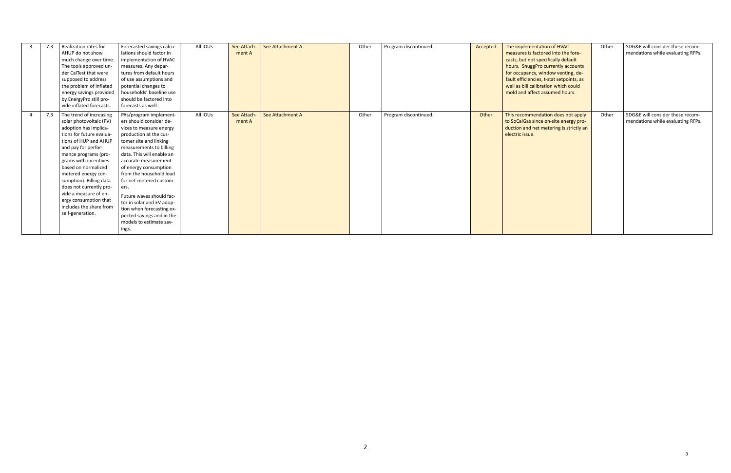| 3 | 7.3 | Realization rates for AHUP do not show much change over time. The tools approved under CalTest that were supposed to address the problem of inflated energy savings provided by EnergyPro still provide inflated forecasts. | Forecasted savings calculations should factor in implementation of HVAC measures. Any departures from default hours of use assumptions and potential changes to households' baseline use should be factored into forecasts as well. | All IOUs | See Attachment A | See Attachment A | Other | Program discontinued. | Accepted | The implementation of HVAC measures is factored into the forecasts, but not specifically default hours. SnuggPro currently accounts for occupancy, window venting, default efficiencies, t-stat setpoints, as well as bill calibration which could mold and affect assumed hours. | Other | SDG&E will consider these recommendations while evaluating RFPs. |
|---|---|---|---|---|---|---|---|---|---|---|---|---|
| 4 | 7.3 | The trend of increasing solar photovoltaic (PV) adoption has implications for future evaluations of HUP and AHUP and pay for performance programs (programs with incentives based on normalized metered energy consumption). Billing data does not currently provide a measure of energy consumption that includes the share from self-generation. | PAs/program implementers should consider devices to measure energy production at the customer site and linking measurements to billing data. This will enable an accurate measurement of energy consumption from the household load for net-metered customers.<br><br>Future waves should factor in solar and EV adoption when forecasting expected savings and in the models to estimate savings. | All IOUs | See Attachment A | See Attachment A | Other | Program discontinued. | Other | This recommendation does not apply to SoCalGas since on-site energy production and net metering is strictly an electric issue. | Other | SDG&E will consider these recommendations while evaluating RFPs. |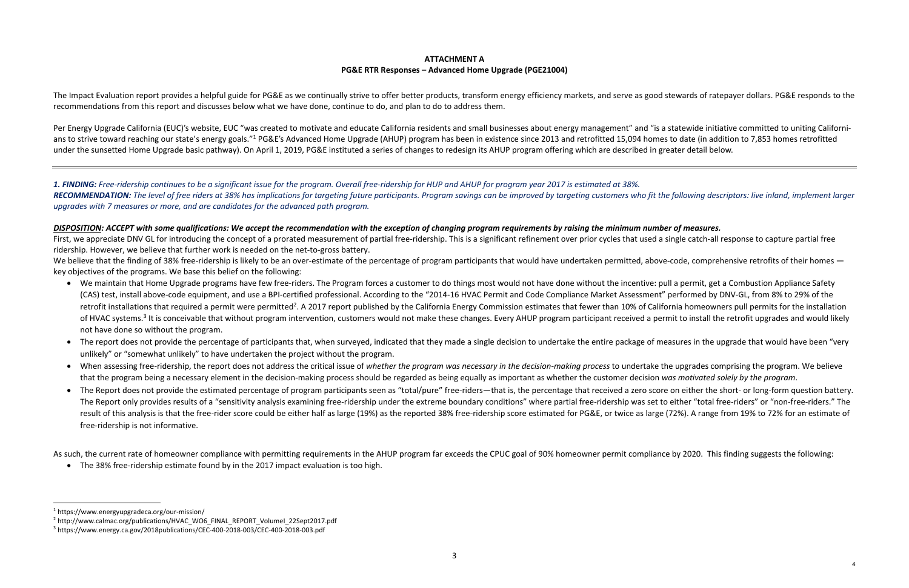**ATTACHMENT A**
**PG&E RTR Responses – Advanced Home Upgrade (PGE21004)**

The Impact Evaluation report provides a helpful guide for PG&E as we continually strive to offer better products, transform energy efficiency markets, and serve as good stewards of ratepayer dollars. PG&E responds to the recommendations from this report and discusses below what we have done, continue to do, and plan to do to address them.

Per Energy Upgrade California (EUC)'s website, EUC "was created to motivate and educate California residents and small businesses about energy management" and "is a statewide initiative committed to uniting Californi-ans to strive toward reaching our state's energy goals."[1] PG&E's Advanced Home Upgrade (AHUP) program has been in existence since 2013 and retrofitted 15,094 homes to date (in addition to 7,853 homes retrofitted under the sunsetted Home Upgrade basic pathway). On April 1, 2019, PG&E instituted a series of changes to redesign its AHUP program offering which are described in greater detail below.

---

***1. FINDING:*** *Free-ridership continues to be a significant issue for the program. Overall free-ridership for HUP and AHUP for program year 2017 is estimated at 38%.*
***RECOMMENDATION:*** *The level of free riders at 38% has implications for targeting future participants. Program savings can be improved by targeting customers who fit the following descriptors: live inland, implement larger upgrades with 7 measures or more, and are candidates for the advanced path program.*

***DISPOSITION**: ACCEPT with some qualifications: We accept the recommendation with the exception of changing program requirements by raising the minimum number of measures.*
First, we appreciate DNV GL for introducing the concept of a prorated measurement of partial free-ridership. This is a significant refinement over prior cycles that used a single catch-all response to capture partial free ridership. However, we believe that further work is needed on the net-to-gross battery.
We believe that the finding of 38% free-ridership is likely to be an over-estimate of the percentage of program participants that would have undertaken permitted, above-code, comprehensive retrofits of their homes — key objectives of the programs. We base this belief on the following:

- We maintain that Home Upgrade programs have few free-riders. The Program forces a customer to do things most would not have done without the incentive: pull a permit, get a Combustion Appliance Safety (CAS) test, install above-code equipment, and use a BPI-certified professional. According to the "2014-16 HVAC Permit and Code Compliance Market Assessment" performed by DNV-GL, from 8% to 29% of the retrofit installations that required a permit were permitted[2]. A 2017 report published by the California Energy Commission estimates that fewer than 10% of California homeowners pull permits for the installation of HVAC systems.[3] It is conceivable that without program intervention, customers would not make these changes. Every AHUP program participant received a permit to install the retrofit upgrades and would likely not have done so without the program.
- The report does not provide the percentage of participants that, when surveyed, indicated that they made a single decision to undertake the entire package of measures in the upgrade that would have been "very unlikely" or "somewhat unlikely" to have undertaken the project without the program.
- When assessing free-ridership, the report does not address the critical issue of *whether the program was necessary in the decision-making process* to undertake the upgrades comprising the program. We believe that the program being a necessary element in the decision-making process should be regarded as being equally as important as whether the customer decision *was motivated solely by the program*.
- The Report does not provide the estimated percentage of program participants seen as "total/pure" free-riders—that is, the percentage that received a zero score on either the short- or long-form question battery. The Report only provides results of a "sensitivity analysis examining free-ridership under the extreme boundary conditions" where partial free-ridership was set to either "total free-riders" or "non-free-riders." The result of this analysis is that the free-rider score could be either half as large (19%) as the reported 38% free-ridership score estimated for PG&E, or twice as large (72%). A range from 19% to 72% for an estimate of free-ridership is not informative.

As such, the current rate of homeowner compliance with permitting requirements in the AHUP program far exceeds the CPUC goal of 90% homeowner permit compliance by 2020. This finding suggests the following:

- The 38% free-ridership estimate found by in the 2017 impact evaluation is too high.

---

[1] https://www.energyupgradeca.org/our-mission/
[2] http://www.calmac.org/publications/HVAC_WO6_FINAL_REPORT_VolumeI_22Sept2017.pdf
[3] https://www.energy.ca.gov/2018publications/CEC-400-2018-003/CEC-400-2018-003.pdf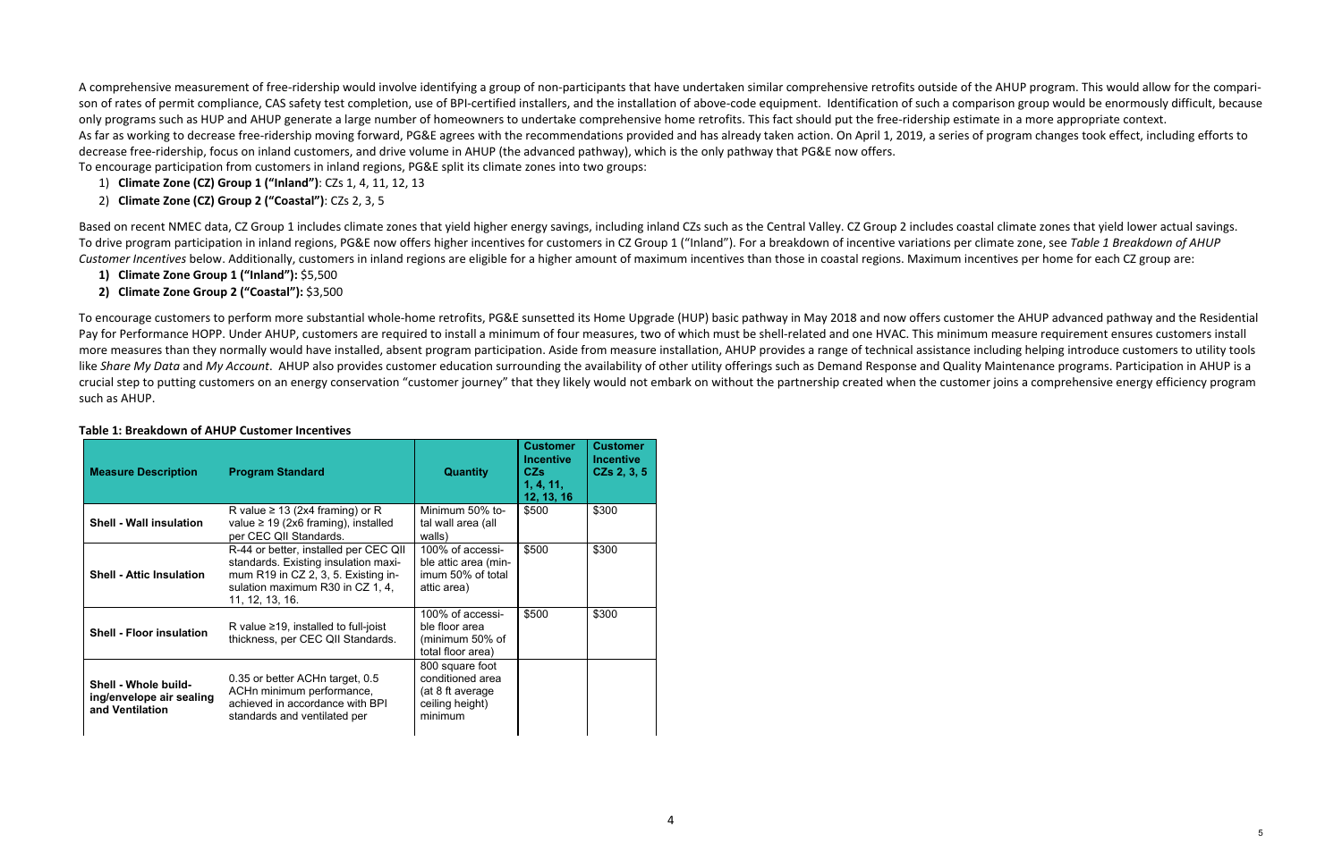A comprehensive measurement of free-ridership would involve identifying a group of non-participants that have undertaken similar comprehensive retrofits outside of the AHUP program. This would allow for the comparison of rates of permit compliance, CAS safety test completion, use of BPI-certified installers, and the installation of above-code equipment. Identification of such a comparison group would be enormously difficult, because only programs such as HUP and AHUP generate a large number of homeowners to undertake comprehensive home retrofits. This fact should put the free-ridership estimate in a more appropriate context.

As far as working to decrease free-ridership moving forward, PG&E agrees with the recommendations provided and has already taken action. On April 1, 2019, a series of program changes took effect, including efforts to decrease free-ridership, focus on inland customers, and drive volume in AHUP (the advanced pathway), which is the only pathway that PG&E now offers.

To encourage participation from customers in inland regions, PG&E split its climate zones into two groups:

1) **Climate Zone (CZ) Group 1 ("Inland")**: CZs 1, 4, 11, 12, 13
2) **Climate Zone (CZ) Group 2 ("Coastal")**: CZs 2, 3, 5

Based on recent NMEC data, CZ Group 1 includes climate zones that yield higher energy savings, including inland CZs such as the Central Valley. CZ Group 2 includes coastal climate zones that yield lower actual savings. To drive program participation in inland regions, PG&E now offers higher incentives for customers in CZ Group 1 ("Inland"). For a breakdown of incentive variations per climate zone, see *Table 1 Breakdown of AHUP Customer Incentives* below. Additionally, customers in inland regions are eligible for a higher amount of maximum incentives than those in coastal regions. Maximum incentives per home for each CZ group are:

1) **Climate Zone Group 1 ("Inland"):** $5,500
2) **Climate Zone Group 2 ("Coastal"):** $3,500

To encourage customers to perform more substantial whole-home retrofits, PG&E sunsetted its Home Upgrade (HUP) basic pathway in May 2018 and now offers customer the AHUP advanced pathway and the Residential Pay for Performance HOPP. Under AHUP, customers are required to install a minimum of four measures, two of which must be shell-related and one HVAC. This minimum measure requirement ensures customers install more measures than they normally would have installed, absent program participation. Aside from measure installation, AHUP provides a range of technical assistance including helping introduce customers to utility tools like *Share My Data* and *My Account*. AHUP also provides customer education surrounding the availability of other utility offerings such as Demand Response and Quality Maintenance programs. Participation in AHUP is a crucial step to putting customers on an energy conservation "customer journey" that they likely would not embark on without the partnership created when the customer joins a comprehensive energy efficiency program such as AHUP.

**Table 1: Breakdown of AHUP Customer Incentives**

| Measure Description | Program Standard | Quantity | Customer Incentive CZs 1, 4, 11, 12, 13, 16 | Customer Incentive CZs 2, 3, 5 |
|---|---|---|---|---|
| **Shell - Wall insulation** | R value ≥ 13 (2x4 framing) or R value ≥ 19 (2x6 framing), installed per CEC QII Standards. | Minimum 50% total wall area (all walls) | $500 | $300 |
| **Shell - Attic Insulation** | R-44 or better, installed per CEC QII standards. Existing insulation maximum R19 in CZ 2, 3, 5. Existing insulation maximum R30 in CZ 1, 4, 11, 12, 13, 16. | 100% of accessible attic area (minimum 50% of total attic area) | $500 | $300 |
| **Shell - Floor insulation** | R value ≥19, installed to full-joist thickness, per CEC QII Standards. | 100% of accessible floor area (minimum 50% of total floor area) | $500 | $300 |
| **Shell - Whole building/envelope air sealing and Ventilation** | 0.35 or better ACHn target, 0.5 ACHn minimum performance, achieved in accordance with BPI standards and ventilated per | 800 square foot conditioned area (at 8 ft average ceiling height) minimum | | |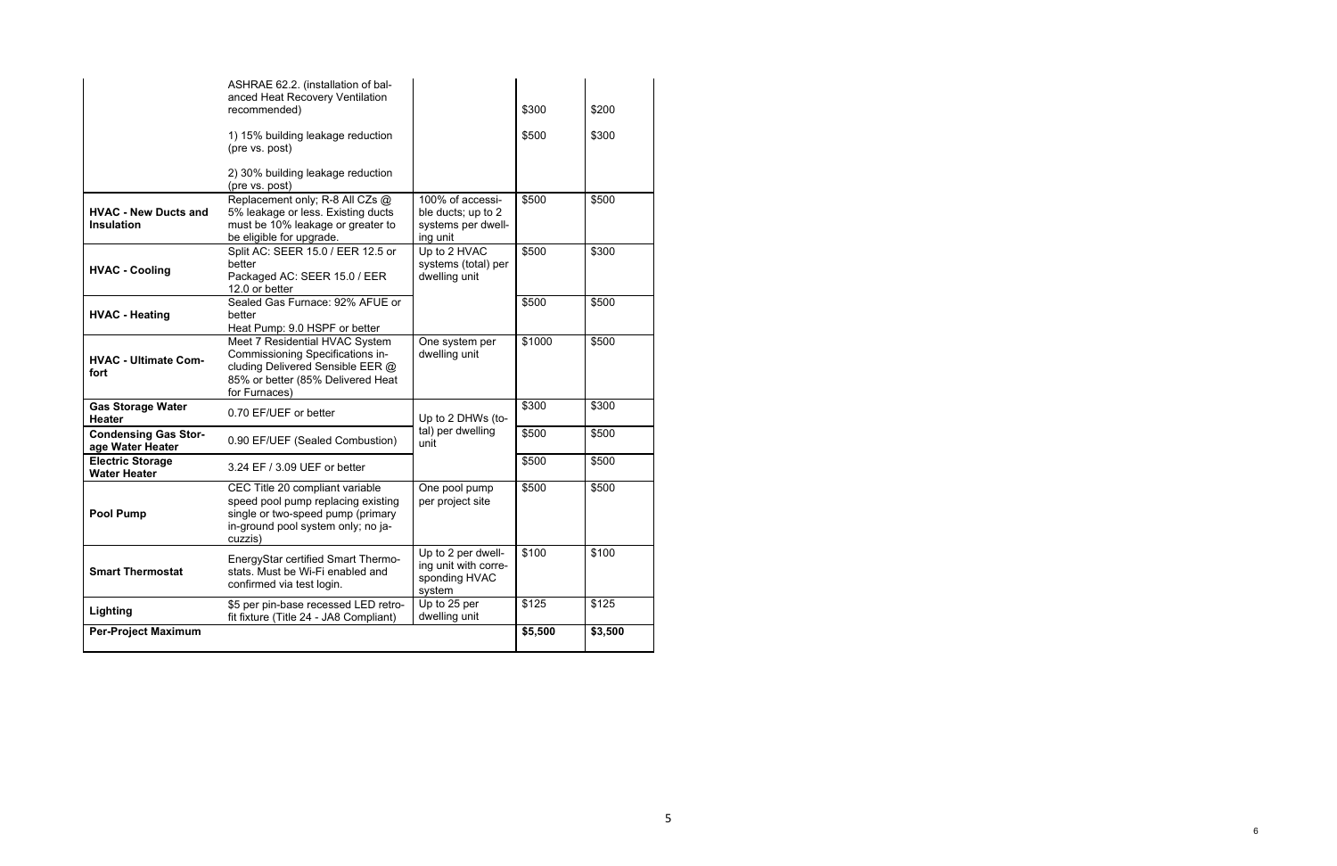| | | | | |
|---|---|---|---|---|
| | ASHRAE 62.2. (installation of balanced Heat Recovery Ventilation recommended) | | $300 | $200 |
| | 1) 15% building leakage reduction (pre vs. post) | | $500 | $300 |
| | 2) 30% building leakage reduction (pre vs. post) | | | |
| **HVAC - New Ducts and Insulation** | Replacement only; R-8 All CZs @ 5% leakage or less. Existing ducts must be 10% leakage or greater to be eligible for upgrade. | 100% of accessible ducts; up to 2 systems per dwelling unit | $500 | $500 |
| **HVAC - Cooling** | Split AC: SEER 15.0 / EER 12.5 or better<br>Packaged AC: SEER 15.0 / EER 12.0 or better | Up to 2 HVAC systems (total) per dwelling unit | $500 | $300 |
| **HVAC - Heating** | Sealed Gas Furnace: 92% AFUE or better<br>Heat Pump: 9.0 HSPF or better | | $500 | $500 |
| **HVAC - Ultimate Comfort** | Meet 7 Residential HVAC System Commissioning Specifications including Delivered Sensible EER @ 85% or better (85% Delivered Heat for Furnaces) | One system per dwelling unit | $1000 | $500 |
| **Gas Storage Water Heater** | 0.70 EF/UEF or better | Up to 2 DHWs (total) per dwelling unit | $300 | $300 |
| **Condensing Gas Storage Water Heater** | 0.90 EF/UEF (Sealed Combustion) | | $500 | $500 |
| **Electric Storage Water Heater** | 3.24 EF / 3.09 UEF or better | | $500 | $500 |
| **Pool Pump** | CEC Title 20 compliant variable speed pool pump replacing existing single or two-speed pump (primary in-ground pool system only; no jacuzzis) | One pool pump per project site | $500 | $500 |
| **Smart Thermostat** | EnergyStar certified Smart Thermostats. Must be Wi-Fi enabled and confirmed via test login. | Up to 2 per dwelling unit with corresponding HVAC system | $100 | $100 |
| **Lighting** | $5 per pin-base recessed LED retrofit fixture (Title 24 - JA8 Compliant) | Up to 25 per dwelling unit | $125 | $125 |
| **Per-Project Maximum** | | | **$5,500** | **$3,500** |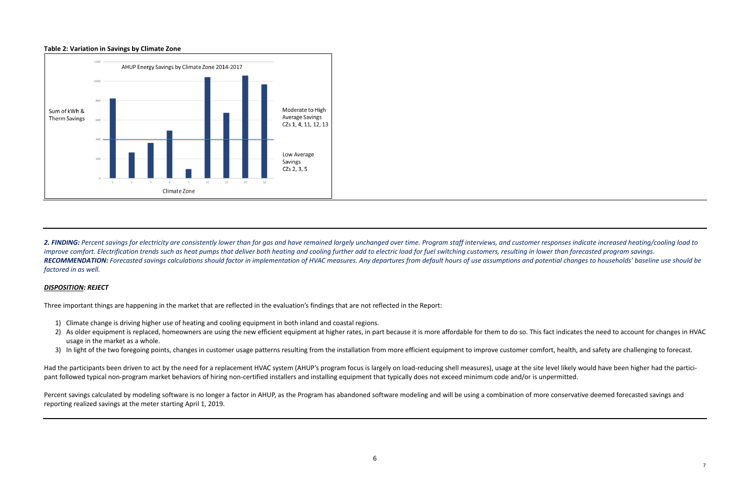**Table 2: Variation in Savings by Climate Zone**

AHUP Energy Savings by Climate Zone 2014-2017

Sum of kWh & Therm Savings

| Climate Zone | 1 | 2 | 3 | 4 | 5 | 11 | 12 | 13 | 16 |
|---|---|---|---|---|---|---|---|---|---|

Moderate to High Average Savings CZs 1, 4, 11, 12, 13

Low Average Savings CZs 2, 3, 5

***2. FINDING:** Percent savings for electricity are consistently lower than for gas and have remained largely unchanged over time. Program staff interviews, and customer responses indicate increased heating/cooling load to improve comfort. Electrification trends such as heat pumps that deliver both heating and cooling further add to electric load for fuel switching customers, resulting in lower than forecasted program savings.*

***RECOMMENDATION:** Forecasted savings calculations should factor in implementation of HVAC measures. Any departures from default hours of use assumptions and potential changes to households' baseline use should be factored in as well.*

***DISPOSITION**: REJECT*

Three important things are happening in the market that are reflected in the evaluation's findings that are not reflected in the Report:

1) Climate change is driving higher use of heating and cooling equipment in both inland and coastal regions.
2) As older equipment is replaced, homeowners are using the new efficient equipment at higher rates, in part because it is more affordable for them to do so. This fact indicates the need to account for changes in HVAC usage in the market as a whole.
3) In light of the two foregoing points, changes in customer usage patterns resulting from the installation from more efficient equipment to improve customer comfort, health, and safety are challenging to forecast.

Had the participants been driven to act by the need for a replacement HVAC system (AHUP's program focus is largely on load-reducing shell measures), usage at the site level likely would have been higher had the participant followed typical non-program market behaviors of hiring non-certified installers and installing equipment that typically does not exceed minimum code and/or is unpermitted.

Percent savings calculated by modeling software is no longer a factor in AHUP, as the Program has abandoned software modeling and will be using a combination of more conservative deemed forecasted savings and reporting realized savings at the meter starting April 1, 2019.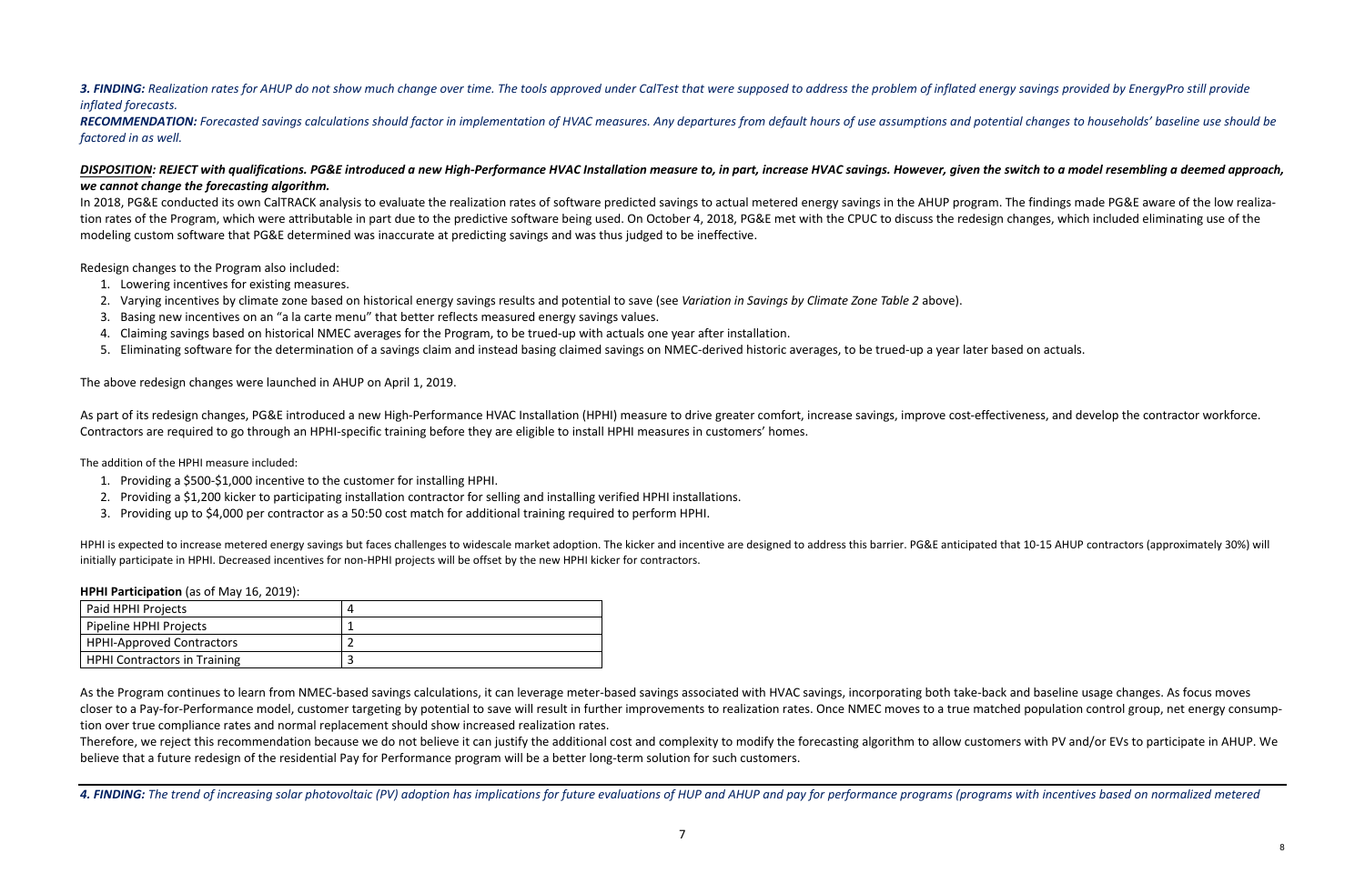***3. FINDING:** Realization rates for AHUP do not show much change over time. The tools approved under CalTest that were supposed to address the problem of inflated energy savings provided by EnergyPro still provide inflated forecasts.*

***RECOMMENDATION:** Forecasted savings calculations should factor in implementation of HVAC measures. Any departures from default hours of use assumptions and potential changes to households' baseline use should be factored in as well.*

***DISPOSITION**: REJECT with qualifications. PG&E introduced a new High-Performance HVAC Installation measure to, in part, increase HVAC savings. However, given the switch to a model resembling a deemed approach, we cannot change the forecasting algorithm.*

In 2018, PG&E conducted its own CalTRACK analysis to evaluate the realization rates of software predicted savings to actual metered energy savings in the AHUP program. The findings made PG&E aware of the low realization rates of the Program, which were attributable in part due to the predictive software being used. On October 4, 2018, PG&E met with the CPUC to discuss the redesign changes, which included eliminating use of the modeling custom software that PG&E determined was inaccurate at predicting savings and was thus judged to be ineffective.

Redesign changes to the Program also included:

1. Lowering incentives for existing measures.
2. Varying incentives by climate zone based on historical energy savings results and potential to save (see *Variation in Savings by Climate Zone Table 2* above).
3. Basing new incentives on an "a la carte menu" that better reflects measured energy savings values.
4. Claiming savings based on historical NMEC averages for the Program, to be trued-up with actuals one year after installation.
5. Eliminating software for the determination of a savings claim and instead basing claimed savings on NMEC-derived historic averages, to be trued-up a year later based on actuals.

The above redesign changes were launched in AHUP on April 1, 2019.

As part of its redesign changes, PG&E introduced a new High-Performance HVAC Installation (HPHI) measure to drive greater comfort, increase savings, improve cost-effectiveness, and develop the contractor workforce. Contractors are required to go through an HPHI-specific training before they are eligible to install HPHI measures in customers' homes.

The addition of the HPHI measure included:

1. Providing a $500-$1,000 incentive to the customer for installing HPHI.
2. Providing a $1,200 kicker to participating installation contractor for selling and installing verified HPHI installations.
3. Providing up to $4,000 per contractor as a 50:50 cost match for additional training required to perform HPHI.

HPHI is expected to increase metered energy savings but faces challenges to widescale market adoption. The kicker and incentive are designed to address this barrier. PG&E anticipated that 10-15 AHUP contractors (approximately 30%) will initially participate in HPHI. Decreased incentives for non-HPHI projects will be offset by the new HPHI kicker for contractors.

**HPHI Participation** (as of May 16, 2019):

| | |
|---|---|
| Paid HPHI Projects | 4 |
| Pipeline HPHI Projects | 1 |
| HPHI-Approved Contractors | 2 |
| HPHI Contractors in Training | 3 |

As the Program continues to learn from NMEC-based savings calculations, it can leverage meter-based savings associated with HVAC savings, incorporating both take-back and baseline usage changes. As focus moves closer to a Pay-for-Performance model, customer targeting by potential to save will result in further improvements to realization rates. Once NMEC moves to a true matched population control group, net energy consumption over true compliance rates and normal replacement should show increased realization rates.

Therefore, we reject this recommendation because we do not believe it can justify the additional cost and complexity to modify the forecasting algorithm to allow customers with PV and/or EVs to participate in AHUP. We believe that a future redesign of the residential Pay for Performance program will be a better long-term solution for such customers.

***4. FINDING:** The trend of increasing solar photovoltaic (PV) adoption has implications for future evaluations of HUP and AHUP and pay for performance programs (programs with incentives based on normalized metered*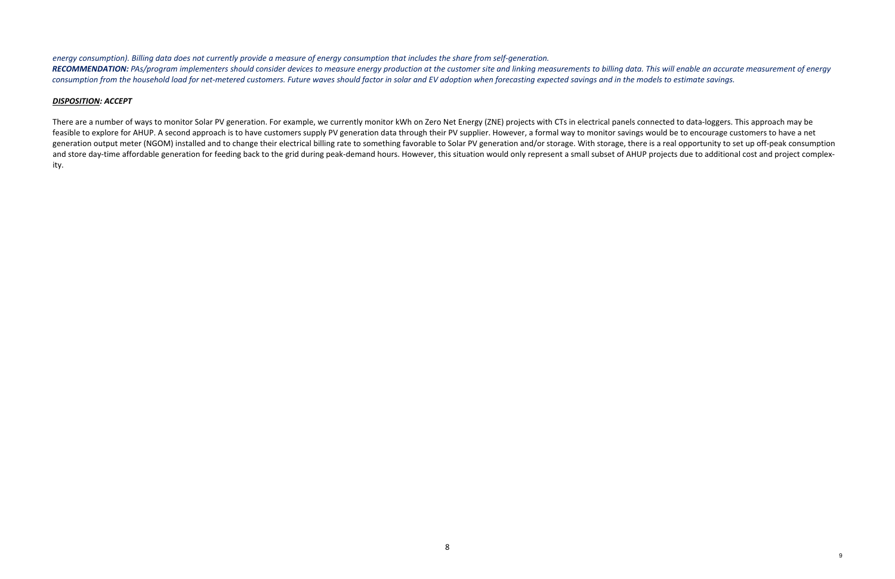*energy consumption). Billing data does not currently provide a measure of energy consumption that includes the share from self-generation.*

***RECOMMENDATION:*** *PAs/program implementers should consider devices to measure energy production at the customer site and linking measurements to billing data. This will enable an accurate measurement of energy consumption from the household load for net-metered customers. Future waves should factor in solar and EV adoption when forecasting expected savings and in the models to estimate savings.*

***DISPOSITION: ACCEPT***

There are a number of ways to monitor Solar PV generation. For example, we currently monitor kWh on Zero Net Energy (ZNE) projects with CTs in electrical panels connected to data-loggers. This approach may be feasible to explore for AHUP. A second approach is to have customers supply PV generation data through their PV supplier. However, a formal way to monitor savings would be to encourage customers to have a net generation output meter (NGOM) installed and to change their electrical billing rate to something favorable to Solar PV generation and/or storage. With storage, there is a real opportunity to set up off-peak consumption and store day-time affordable generation for feeding back to the grid during peak-demand hours. However, this situation would only represent a small subset of AHUP projects due to additional cost and project complexity.